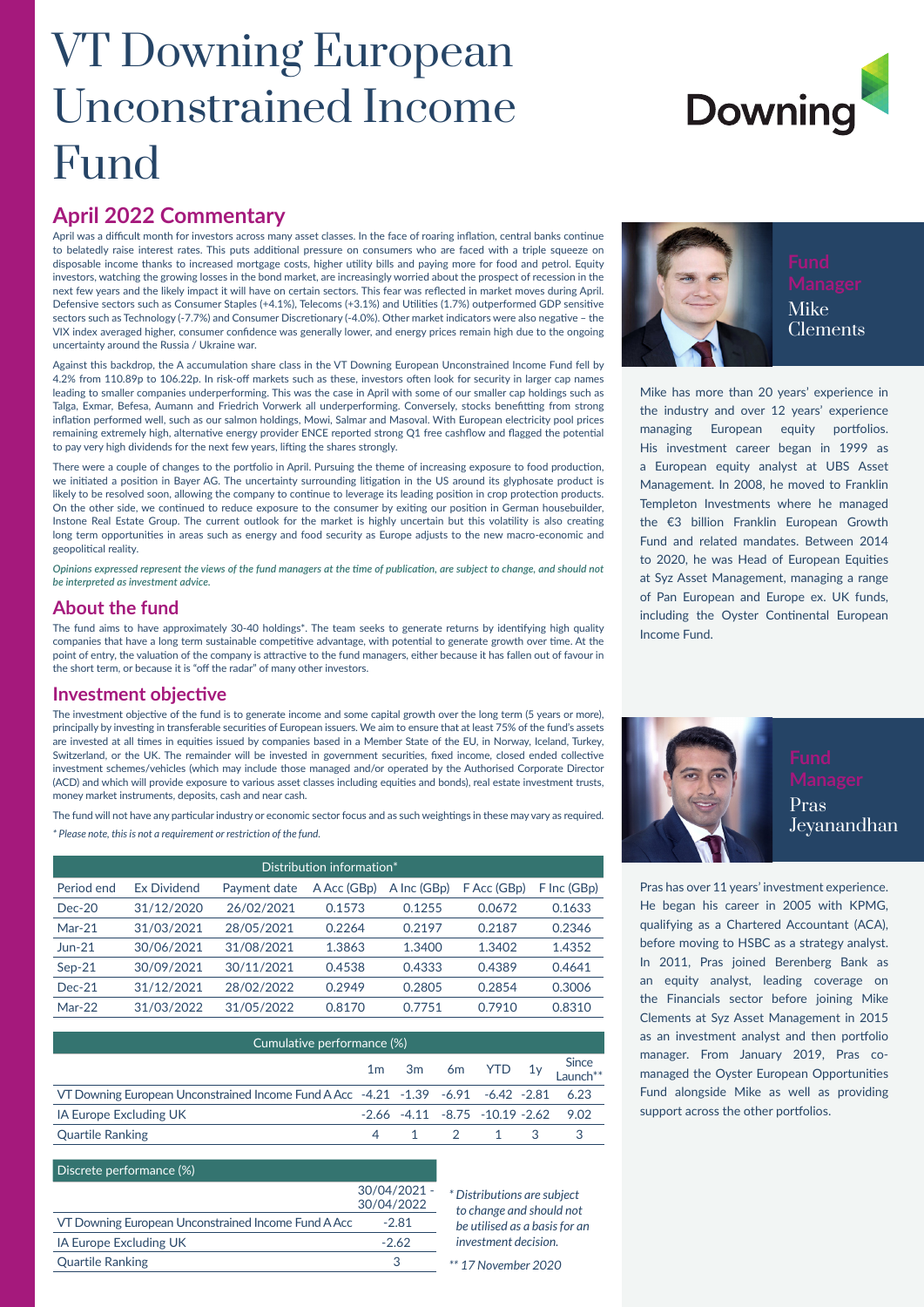# VT Downing European Unconstrained Income Fund

Downing

## April 2022 Commentary

April was a difficult month for investors across many asset classes. In the face of roaring inflation, central banks continue to belatedly raise interest rates. This puts additional pressure on consumers who are faced with a triple squeeze on disposable income thanks to increased mortgage costs, higher utility bills and paying more for food and petrol. Equity investors, watching the growing losses in the bond market, are increasingly worried about the prospect of recession in the next few years and the likely impact it will have on certain sectors. This fear was reflected in market moves during April. Defensive sectors such as Consumer Staples (+4.1%), Telecoms (+3.1%) and Utilities (1.7%) outperformed GDP sensitive sectors such as Technology (-7.7%) and Consumer Discretionary (-4.0%). Other market indicators were also negative – the VIX index averaged higher, consumer confidence was generally lower, and energy prices remain high due to the ongoing uncertainty around the Russia / Ukraine war.

Against this backdrop, the A accumulation share class in the VT Downing European Unconstrained Income Fund fell by 4.2% from 110.89p to 106.22p. In risk-off markets such as these, investors often look for security in larger cap names leading to smaller companies underperforming. This was the case in April with some of our smaller cap holdings such as Talga, Exmar, Befesa, Aumann and Friedrich Vorwerk all underperforming. Conversely, stocks benefitting from strong inflation performed well, such as our salmon holdings, Mowi, Salmar and Masoval. With European electricity pool prices remaining extremely high, alternative energy provider ENCE reported strong Q1 free cashflow and flagged the potential to pay very high dividends for the next few years, lifting the shares strongly.

There were a couple of changes to the portfolio in April. Pursuing the theme of increasing exposure to food production, we initiated a position in Bayer AG. The uncertainty surrounding litigation in the US around its glyphosate product is likely to be resolved soon, allowing the company to continue to leverage its leading position in crop protection products. On the other side, we continued to reduce exposure to the consumer by exiting our position in German housebuilder, Instone Real Estate Group. The current outlook for the market is highly uncertain but this volatility is also creating long term opportunities in areas such as energy and food security as Europe adjusts to the new macro-economic and geopolitical reality.

*Opinions expressed represent the views of the fund managers at the time of publication, are subject to change, and should not be interpreted as investment advice.*

## About the fund

The fund aims to have approximately 30-40 holdings*. The team seeks to generate returns by identifying high quality companies that have a long term sustainable competitive advantage, with potential to generate growth over time. At the point of entry, the valuation of the company is attractive to the fund managers, either because it has fallen out of favour in the short term, or because it is "off the radar" of many other investors.

## Investment objective

The investment objective of the fund is to generate income and some capital growth over the long term (5 years or more), principally by investing in transferable securities of European issuers. We aim to ensure that at least 75% of the fund's assets are invested at all times in equities issued by companies based in a Member State of the EU, in Norway, Iceland, Turkey, Switzerland, or the UK. The remainder will be invested in government securities, fixed income, closed ended collective investment schemes/vehicles (which may include those managed and/or operated by the Authorised Corporate Director (ACD) and which will provide exposure to various asset classes including equities and bonds), real estate investment trusts, money market instruments, deposits, cash and near cash.

The fund will not have any particular industry or economic sector focus and as such weightings in these may vary as required.

*\* Please note, this is not a requirement or restriction of the fund.*

| Distribution information* | | | | | | |
|---|---|---|---|---|---|---|
| Period end | Ex Dividend | Payment date | A Acc (GBp) | A Inc (GBp) | F Acc (GBp) | F Inc (GBp) |
| Dec-20 | 31/12/2020 | 26/02/2021 | 0.1573 | 0.1255 | 0.0672 | 0.1633 |
| Mar-21 | 31/03/2021 | 28/05/2021 | 0.2264 | 0.2197 | 0.2187 | 0.2346 |
| Jun-21 | 30/06/2021 | 31/08/2021 | 1.3863 | 1.3400 | 1.3402 | 1.4352 |
| Sep-21 | 30/09/2021 | 30/11/2021 | 0.4538 | 0.4333 | 0.4389 | 0.4641 |
| Dec-21 | 31/12/2021 | 28/02/2022 | 0.2949 | 0.2805 | 0.2854 | 0.3006 |
| Mar-22 | 31/03/2022 | 31/05/2022 | 0.8170 | 0.7751 | 0.7910 | 0.8310 |

| Cumulative performance (%) | 1m | 3m | 6m | YTD | 1y | Since Launch** |
|---|---|---|---|---|---|---|
| VT Downing European Unconstrained Income Fund A Acc | -4.21 | -1.39 | -6.91 | -6.42 | -2.81 | 6.23 |
| IA Europe Excluding UK | -2.66 | -4.11 | -8.75 | -10.19 | -2.62 | 9.02 |
| Quartile Ranking | 4 | 1 | 2 | 1 | 3 | 3 |

| Discrete performance (%) | 30/04/2021 - 30/04/2022 |
|---|---|
| VT Downing European Unconstrained Income Fund A Acc | -2.81 |
| IA Europe Excluding UK | -2.62 |
| Quartile Ranking | 3 |

*\* Distributions are subject to change and should not be utilised as a basis for an investment decision.*

*\*\* 17 November 2020*

### Fund Manager
Mike Clements

Mike has more than 20 years' experience in the industry and over 12 years' experience managing European equity portfolios. His investment career began in 1999 as a European equity analyst at UBS Asset Management. In 2008, he moved to Franklin Templeton Investments where he managed the €3 billion Franklin European Growth Fund and related mandates. Between 2014 to 2020, he was Head of European Equities at Syz Asset Management, managing a range of Pan European and Europe ex. UK funds, including the Oyster Continental European Income Fund.

### Fund Manager
Pras Jeyanandhan

Pras has over 11 years' investment experience. He began his career in 2005 with KPMG, qualifying as a Chartered Accountant (ACA), before moving to HSBC as a strategy analyst. In 2011, Pras joined Berenberg Bank as an equity analyst, leading coverage on the Financials sector before joining Mike Clements at Syz Asset Management in 2015 as an investment analyst and then portfolio manager. From January 2019, Pras co-managed the Oyster European Opportunities Fund alongside Mike as well as providing support across the other portfolios.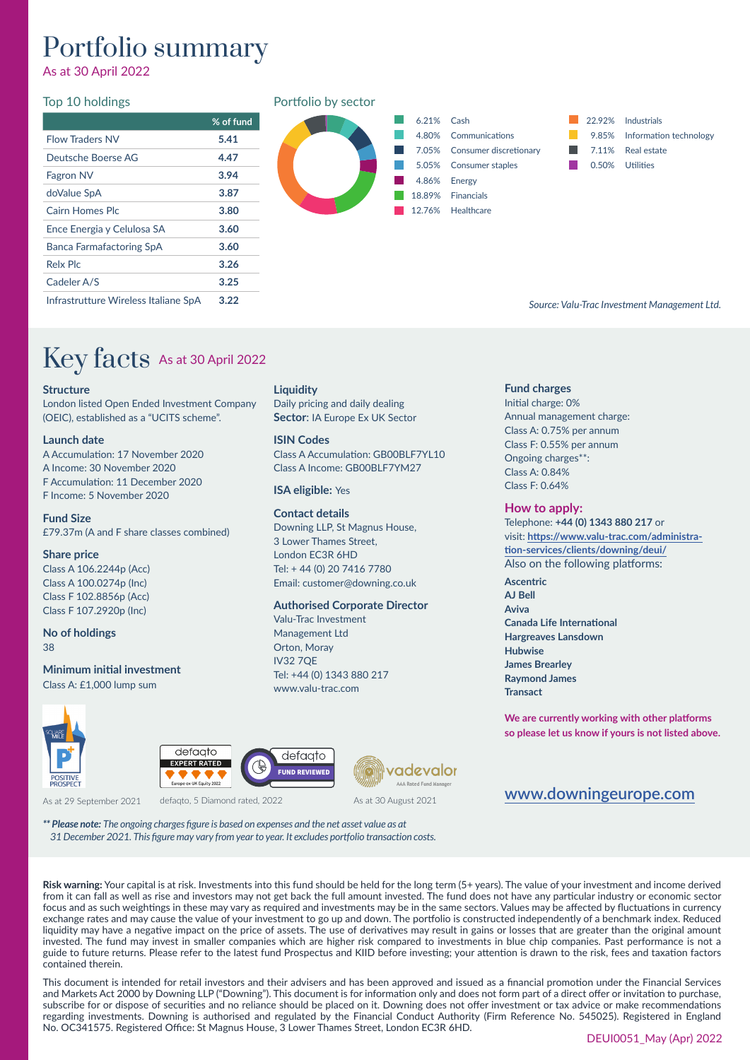# Portfolio summary

As at 30 April 2022

## Top 10 holdings

| | % of fund |
|---|---|
| Flow Traders NV | 5.41 |
| Deutsche Boerse AG | 4.47 |
| Fagron NV | 3.94 |
| doValue SpA | 3.87 |
| Cairn Homes Plc | 3.80 |
| Ence Energia y Celulosa SA | 3.60 |
| Banca Farmafactoring SpA | 3.60 |
| Relx Plc | 3.26 |
| Cadeler A/S | 3.25 |
| Infrastrutture Wireless Italiane SpA | 3.22 |

## Portfolio by sector

6.21% Cash
4.80% Communications
7.05% Consumer discretionary
5.05% Consumer staples
4.86% Energy
18.89% Financials
12.76% Healthcare
22.92% Industrials
9.85% Information technology
7.11% Real estate
0.50% Utilities

*Source: Valu-Trac Investment Management Ltd.*

# Key facts

As at 30 April 2022

**Structure**
London listed Open Ended Investment Company (OEIC), established as a "UCITS scheme".

**Launch date**
A Accumulation: 17 November 2020
A Income: 30 November 2020
F Accumulation: 11 December 2020
F Income: 5 November 2020

**Fund Size**
£79.37m (A and F share classes combined)

**Share price**
Class A 106.2244p (Acc)
Class A 100.0274p (Inc)
Class F 102.8856p (Acc)
Class F 107.2920p (Inc)

**No of holdings**
38

**Minimum initial investment**
Class A: £1,000 lump sum

**Liquidity**
Daily pricing and daily dealing
**Sector**: IA Europe Ex UK Sector

**ISIN Codes**
Class A Accumulation: GB00BLF7YL10
Class A Income: GB00BLF7YM27

**ISA eligible:** Yes

**Contact details**
Downing LLP, St Magnus House,
3 Lower Thames Street,
London EC3R 6HD
Tel: + 44 (0) 20 7416 7780
Email: customer@downing.co.uk

**Authorised Corporate Director**
Valu-Trac Investment Management Ltd
Orton, Moray
IV32 7QE
Tel: +44 (0) 1343 880 217
www.valu-trac.com

**Fund charges**
Initial charge: 0%
Annual management charge:
Class A: 0.75% per annum
Class F: 0.55% per annum
Ongoing charges**:
Class A: 0.84%
Class F: 0.64%

**How to apply:**
Telephone: **+44 (0) 1343 880 217** or visit: **https://www.valu-trac.com/administration-services/clients/downing/deui/**
Also on the following platforms:

**Ascentric**
**AJ Bell**
**Aviva**
**Canada Life International**
**Hargreaves Lansdown**
**Hubwise**
**James Brearley**
**Raymond James**
**Transact**

**We are currently working with other platforms so please let us know if yours is not listed above.**

As at 29 September 2021

defaqto, 5 Diamond rated, 2022

As at 30 August 2021

www.downingeurope.com

*** Please note: The ongoing charges figure is based on expenses and the net asset value as at 31 December 2021. This figure may vary from year to year. It excludes portfolio transaction costs.*

**Risk warning:** Your capital is at risk. Investments into this fund should be held for the long term (5+ years). The value of your investment and income derived from it can fall as well as rise and investors may not get back the full amount invested. The fund does not have any particular industry or economic sector focus and as such weightings in these may vary as required and investments may be in the same sectors. Values may be affected by fluctuations in currency exchange rates and may cause the value of your investment to go up and down. The portfolio is constructed independently of a benchmark index. Reduced liquidity may have a negative impact on the price of assets. The use of derivatives may result in gains or losses that are greater than the original amount invested. The fund may invest in smaller companies which are higher risk compared to investments in blue chip companies. Past performance is not a guide to future returns. Please refer to the latest fund Prospectus and KIID before investing; your attention is drawn to the risk, fees and taxation factors contained therein.

This document is intended for retail investors and their advisers and has been approved and issued as a financial promotion under the Financial Services and Markets Act 2000 by Downing LLP ("Downing"). This document is for information only and does not form part of a direct offer or invitation to purchase, subscribe for or dispose of securities and no reliance should be placed on it. Downing does not offer investment or tax advice or make recommendations regarding investments. Downing is authorised and regulated by the Financial Conduct Authority (Firm Reference No. 545025). Registered in England No. OC341575. Registered Office: St Magnus House, 3 Lower Thames Street, London EC3R 6HD.

DEUI0051_May (Apr) 2022